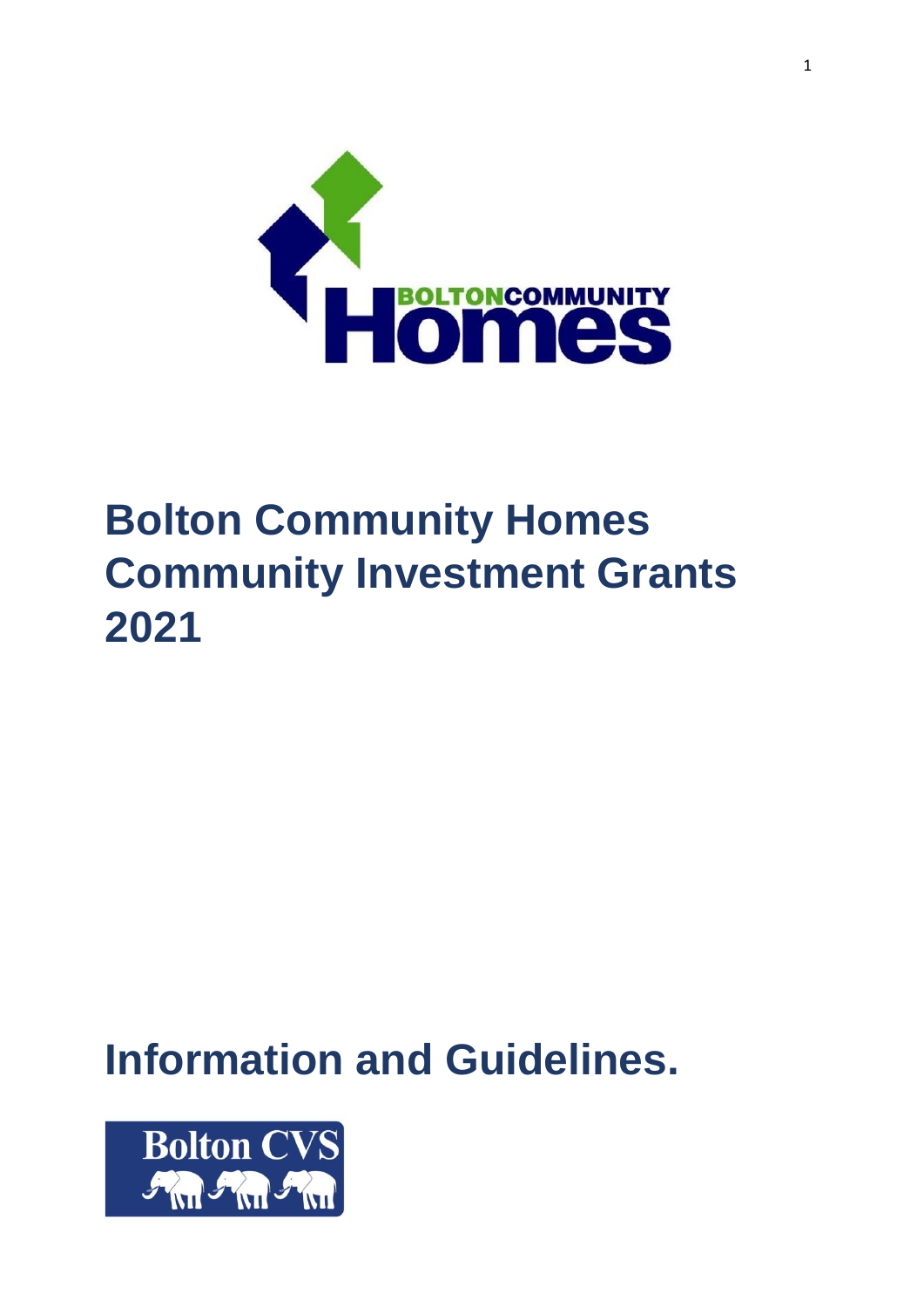# Bolton Community Homes Community Investment Grants 2021

# Information and Guidelines.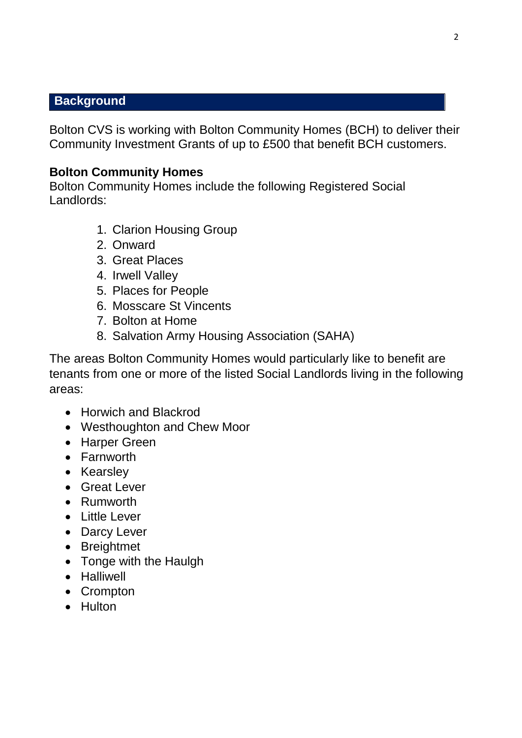## Background

Bolton CVS is working with Bolton Community Homes (BCH) to deliver their Community Investment Grants of up to £500 that benefit BCH customers.

**Bolton Community Homes**

Bolton Community Homes include the following Registered Social Landlords:

1. Clarion Housing Group
2. Onward
3. Great Places
4. Irwell Valley
5. Places for People
6. Mosscare St Vincents
7. Bolton at Home
8. Salvation Army Housing Association (SAHA)

The areas Bolton Community Homes would particularly like to benefit are tenants from one or more of the listed Social Landlords living in the following areas:

- Horwich and Blackrod
- Westhoughton and Chew Moor
- Harper Green
- Farnworth
- Kearsley
- Great Lever
- Rumworth
- Little Lever
- Darcy Lever
- Breightmet
- Tonge with the Haulgh
- Halliwell
- Crompton
- Hulton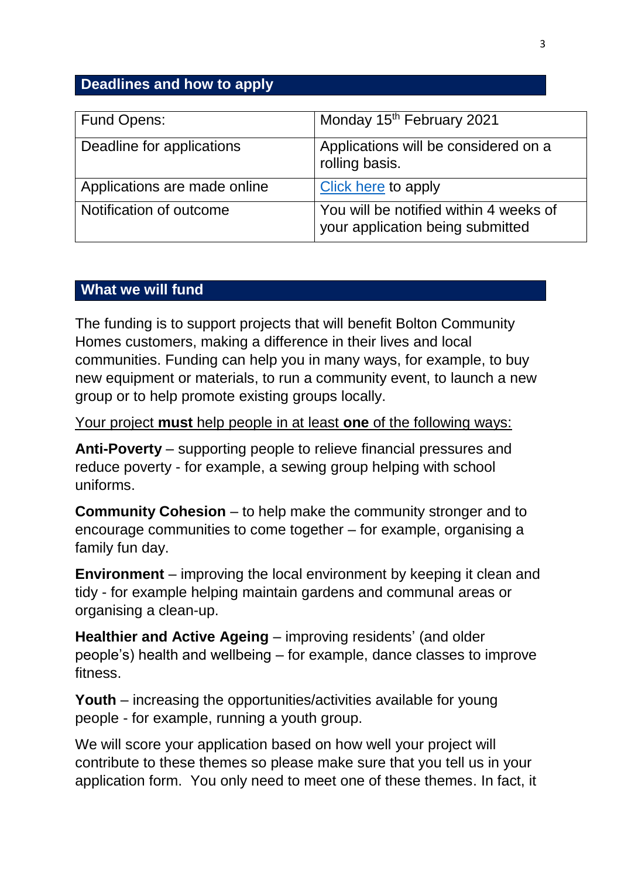## Deadlines and how to apply

| Fund Opens: | Monday 15th February 2021 |
|---|---|
| Deadline for applications | Applications will be considered on a rolling basis. |
| Applications are made online | Click here to apply |
| Notification of outcome | You will be notified within 4 weeks of your application being submitted |

## What we will fund

The funding is to support projects that will benefit Bolton Community Homes customers, making a difference in their lives and local communities. Funding can help you in many ways, for example, to buy new equipment or materials, to run a community event, to launch a new group or to help promote existing groups locally.

<u>Your project **must** help people in at least **one** of the following ways:</u>

**Anti-Poverty** – supporting people to relieve financial pressures and reduce poverty - for example, a sewing group helping with school uniforms.

**Community Cohesion** – to help make the community stronger and to encourage communities to come together – for example, organising a family fun day.

**Environment** – improving the local environment by keeping it clean and tidy - for example helping maintain gardens and communal areas or organising a clean-up.

**Healthier and Active Ageing** – improving residents' (and older people's) health and wellbeing – for example, dance classes to improve fitness.

**Youth** – increasing the opportunities/activities available for young people - for example, running a youth group.

We will score your application based on how well your project will contribute to these themes so please make sure that you tell us in your application form. You only need to meet one of these themes. In fact, it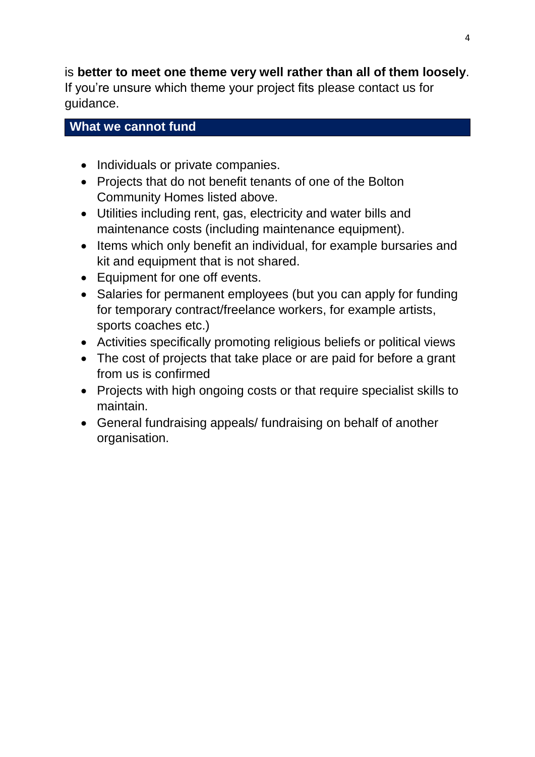is **better to meet one theme very well rather than all of them loosely**. If you're unsure which theme your project fits please contact us for guidance.

## What we cannot fund

- Individuals or private companies.
- Projects that do not benefit tenants of one of the Bolton Community Homes listed above.
- Utilities including rent, gas, electricity and water bills and maintenance costs (including maintenance equipment).
- Items which only benefit an individual, for example bursaries and kit and equipment that is not shared.
- Equipment for one off events.
- Salaries for permanent employees (but you can apply for funding for temporary contract/freelance workers, for example artists, sports coaches etc.)
- Activities specifically promoting religious beliefs or political views
- The cost of projects that take place or are paid for before a grant from us is confirmed
- Projects with high ongoing costs or that require specialist skills to maintain.
- General fundraising appeals/ fundraising on behalf of another organisation.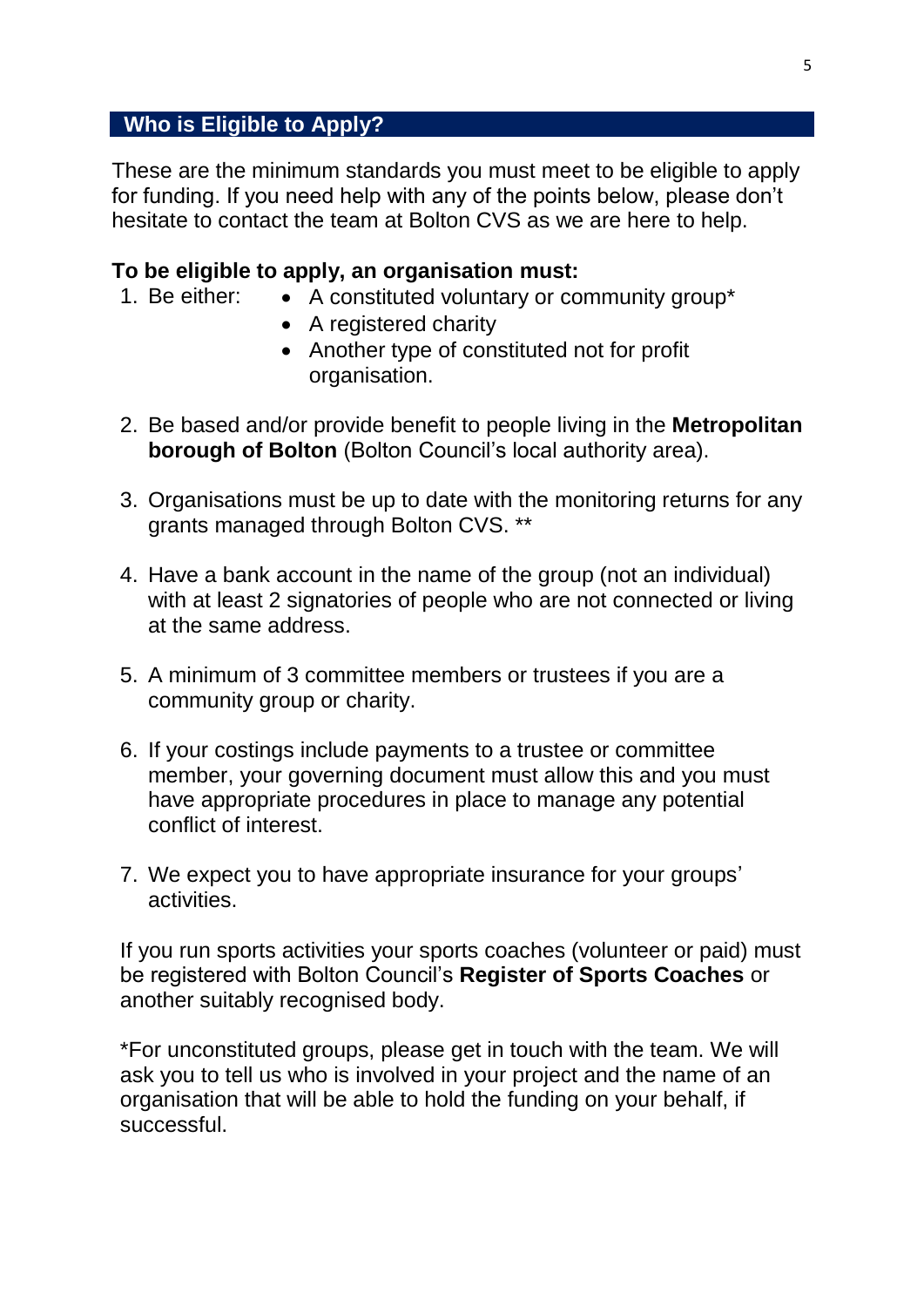## Who is Eligible to Apply?

These are the minimum standards you must meet to be eligible to apply for funding. If you need help with any of the points below, please don't hesitate to contact the team at Bolton CVS as we are here to help.

**To be eligible to apply, an organisation must:**

1. Be either:
   - A constituted voluntary or community group*
   - A registered charity
   - Another type of constituted not for profit organisation.
2. Be based and/or provide benefit to people living in the **Metropolitan borough of Bolton** (Bolton Council's local authority area).
3. Organisations must be up to date with the monitoring returns for any grants managed through Bolton CVS. **
4. Have a bank account in the name of the group (not an individual) with at least 2 signatories of people who are not connected or living at the same address.
5. A minimum of 3 committee members or trustees if you are a community group or charity.
6. If your costings include payments to a trustee or committee member, your governing document must allow this and you must have appropriate procedures in place to manage any potential conflict of interest.
7. We expect you to have appropriate insurance for your groups' activities.

If you run sports activities your sports coaches (volunteer or paid) must be registered with Bolton Council's **Register of Sports Coaches** or another suitably recognised body.

*For unconstituted groups, please get in touch with the team. We will ask you to tell us who is involved in your project and the name of an organisation that will be able to hold the funding on your behalf, if successful.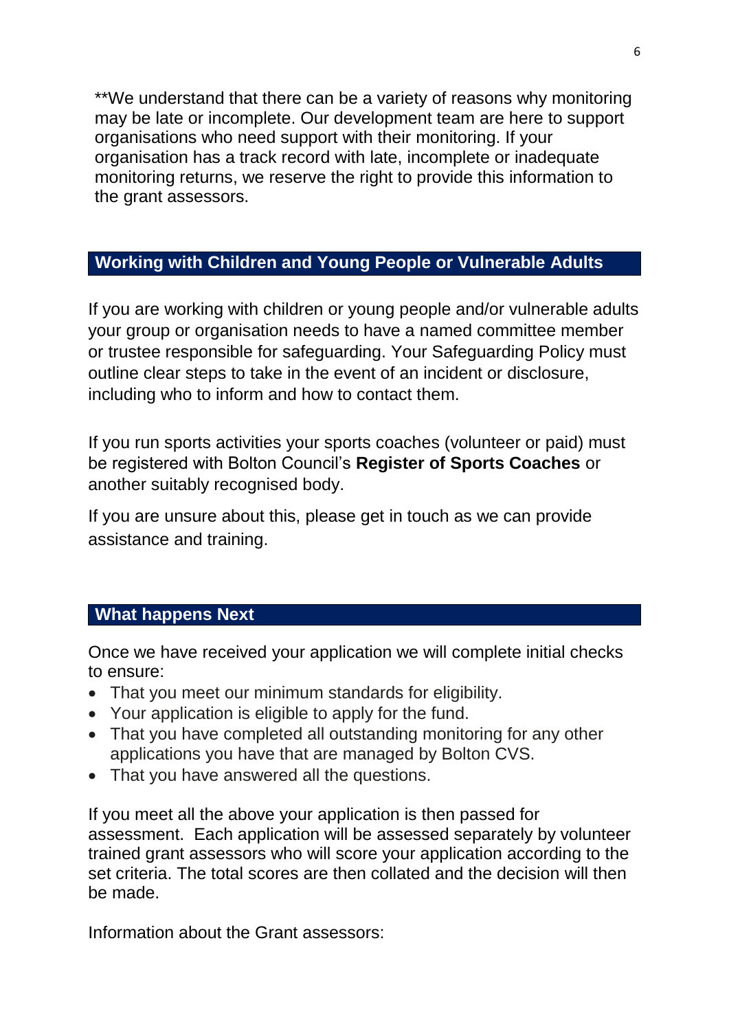**We understand that there can be a variety of reasons why monitoring may be late or incomplete. Our development team are here to support organisations who need support with their monitoring. If your organisation has a track record with late, incomplete or inadequate monitoring returns, we reserve the right to provide this information to the grant assessors.

## Working with Children and Young People or Vulnerable Adults

If you are working with children or young people and/or vulnerable adults your group or organisation needs to have a named committee member or trustee responsible for safeguarding. Your Safeguarding Policy must outline clear steps to take in the event of an incident or disclosure, including who to inform and how to contact them.

If you run sports activities your sports coaches (volunteer or paid) must be registered with Bolton Council's **Register of Sports Coaches** or another suitably recognised body.

If you are unsure about this, please get in touch as we can provide assistance and training.

## What happens Next

Once we have received your application we will complete initial checks to ensure:

- That you meet our minimum standards for eligibility.
- Your application is eligible to apply for the fund.
- That you have completed all outstanding monitoring for any other applications you have that are managed by Bolton CVS.
- That you have answered all the questions.

If you meet all the above your application is then passed for assessment. Each application will be assessed separately by volunteer trained grant assessors who will score your application according to the set criteria. The total scores are then collated and the decision will then be made.

Information about the Grant assessors: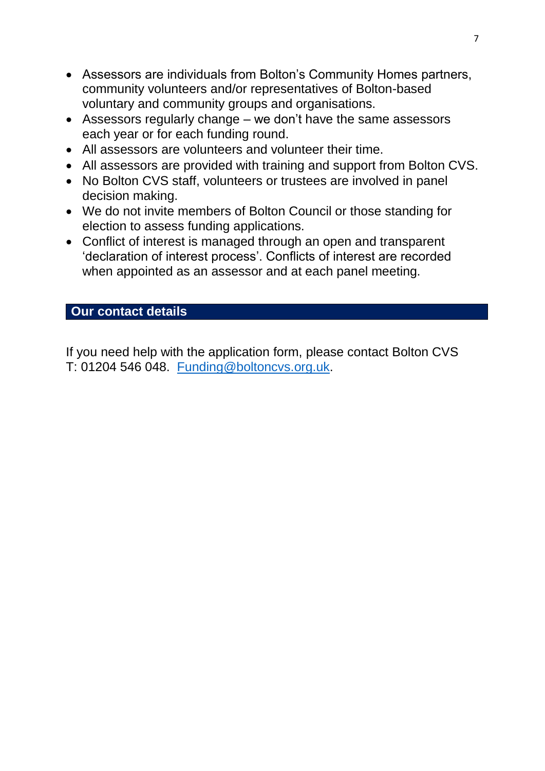- Assessors are individuals from Bolton's Community Homes partners, community volunteers and/or representatives of Bolton-based voluntary and community groups and organisations.
- Assessors regularly change – we don't have the same assessors each year or for each funding round.
- All assessors are volunteers and volunteer their time.
- All assessors are provided with training and support from Bolton CVS.
- No Bolton CVS staff, volunteers or trustees are involved in panel decision making.
- We do not invite members of Bolton Council or those standing for election to assess funding applications.
- Conflict of interest is managed through an open and transparent 'declaration of interest process'. Conflicts of interest are recorded when appointed as an assessor and at each panel meeting.

## Our contact details

If you need help with the application form, please contact Bolton CVS T: 01204 546 048. [Funding@boltoncvs.org.uk](mailto:Funding@boltoncvs.org.uk).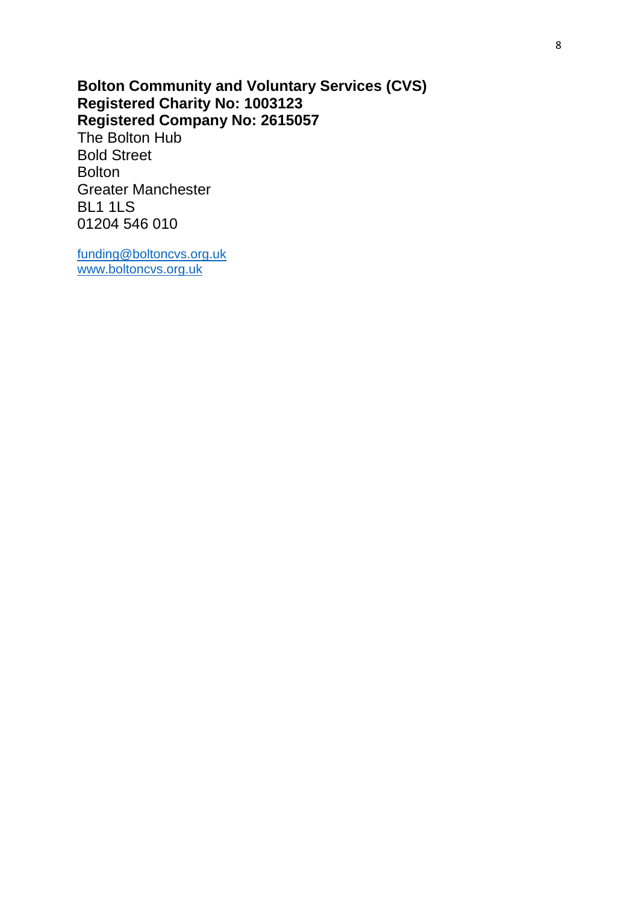**Bolton Community and Voluntary Services (CVS)**
**Registered Charity No: 1003123**
**Registered Company No: 2615057**
The Bolton Hub
Bold Street
Bolton
Greater Manchester
BL1 1LS
01204 546 010

[funding@boltoncvs.org.uk](mailto:funding@boltoncvs.org.uk)
[www.boltoncvs.org.uk](http://www.boltoncvs.org.uk)